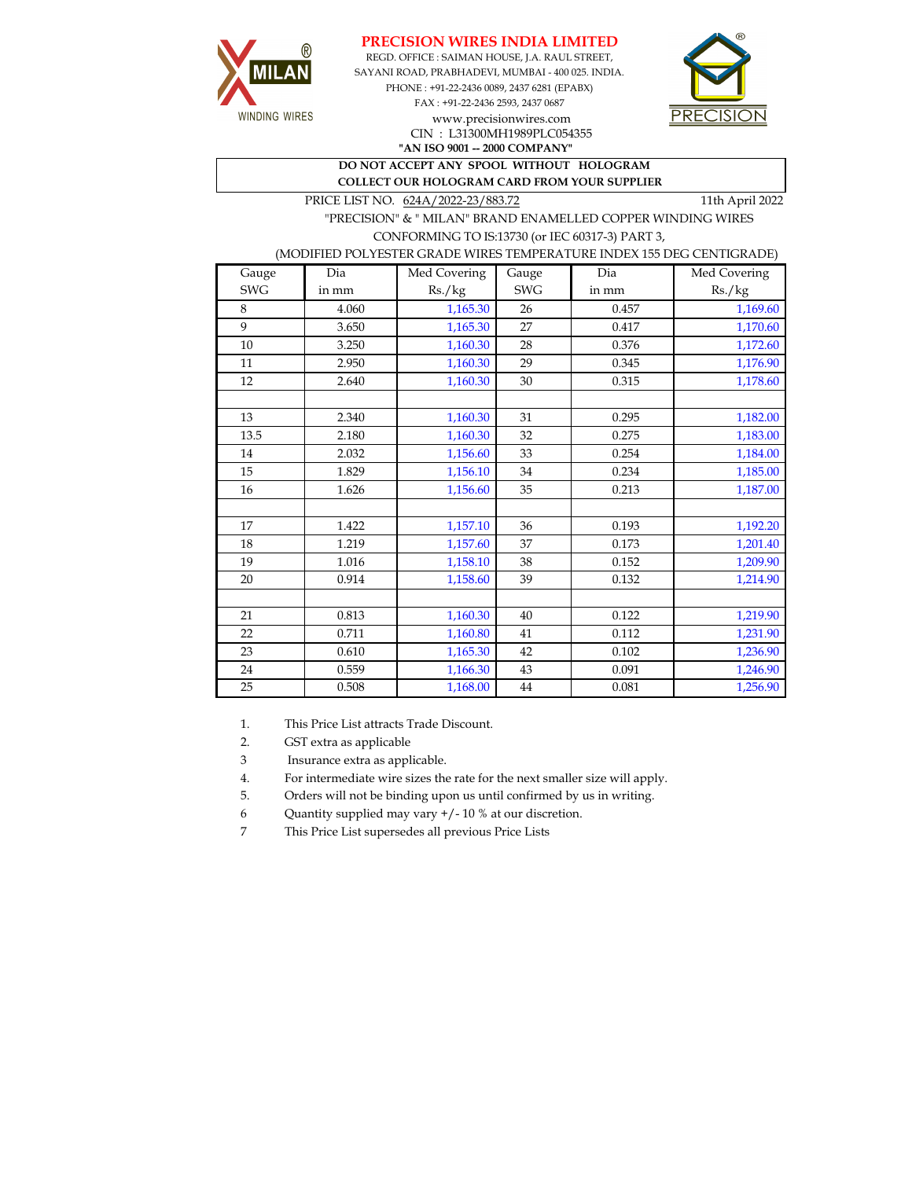# PRECISION WIRES INDIA LIMITED

REGD. OFFICE : SAIMAN HOUSE, J.A. RAUL STREET,
SAYANI ROAD, PRABHADEVI, MUMBAI - 400 025. INDIA.
PHONE : +91-22-2436 0089, 2437 6281 (EPABX)
FAX : +91-22-2436 2593, 2437 0687
www.precisionwires.com
CIN : L31300MH1989PLC054355
**"AN ISO 9001 -- 2000 COMPANY"**

**DO NOT ACCEPT ANY SPOOL WITHOUT HOLOGRAM**
**COLLECT OUR HOLOGRAM CARD FROM YOUR SUPPLIER**

PRICE LIST NO. 624A/2022-23/883.72 — 11th April 2022

"PRECISION" & " MILAN" BRAND ENAMELLED COPPER WINDING WIRES
CONFORMING TO IS:13730 (or IEC 60317-3) PART 3,
(MODIFIED POLYESTER GRADE WIRES TEMPERATURE INDEX 155 DEG CENTIGRADE)

| Gauge SWG | Dia in mm | Med Covering Rs./kg | Gauge SWG | Dia in mm | Med Covering Rs./kg |
|---|---|---|---|---|---|
| 8 | 4.060 | 1,165.30 | 26 | 0.457 | 1,169.60 |
| 9 | 3.650 | 1,165.30 | 27 | 0.417 | 1,170.60 |
| 10 | 3.250 | 1,160.30 | 28 | 0.376 | 1,172.60 |
| 11 | 2.950 | 1,160.30 | 29 | 0.345 | 1,176.90 |
| 12 | 2.640 | 1,160.30 | 30 | 0.315 | 1,178.60 |
| | | | | | |
| 13 | 2.340 | 1,160.30 | 31 | 0.295 | 1,182.00 |
| 13.5 | 2.180 | 1,160.30 | 32 | 0.275 | 1,183.00 |
| 14 | 2.032 | 1,156.60 | 33 | 0.254 | 1,184.00 |
| 15 | 1.829 | 1,156.10 | 34 | 0.234 | 1,185.00 |
| 16 | 1.626 | 1,156.60 | 35 | 0.213 | 1,187.00 |
| | | | | | |
| 17 | 1.422 | 1,157.10 | 36 | 0.193 | 1,192.20 |
| 18 | 1.219 | 1,157.60 | 37 | 0.173 | 1,201.40 |
| 19 | 1.016 | 1,158.10 | 38 | 0.152 | 1,209.90 |
| 20 | 0.914 | 1,158.60 | 39 | 0.132 | 1,214.90 |
| | | | | | |
| 21 | 0.813 | 1,160.30 | 40 | 0.122 | 1,219.90 |
| 22 | 0.711 | 1,160.80 | 41 | 0.112 | 1,231.90 |
| 23 | 0.610 | 1,165.30 | 42 | 0.102 | 1,236.90 |
| 24 | 0.559 | 1,166.30 | 43 | 0.091 | 1,246.90 |
| 25 | 0.508 | 1,168.00 | 44 | 0.081 | 1,256.90 |

1. This Price List attracts Trade Discount.
2. GST extra as applicable
3. Insurance extra as applicable.
4. For intermediate wire sizes the rate for the next smaller size will apply.
5. Orders will not be binding upon us until confirmed by us in writing.
6. Quantity supplied may vary +/- 10 % at our discretion.
7. This Price List supersedes all previous Price Lists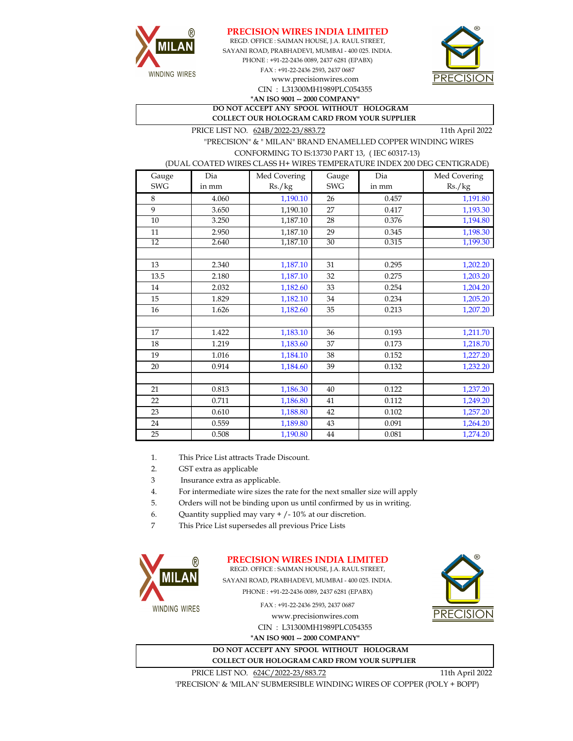# PRECISION WIRES INDIA LIMITED

REGD. OFFICE : SAIMAN HOUSE, J.A. RAUL STREET,
SAYANI ROAD, PRABHADEVI, MUMBAI - 400 025. INDIA.
PHONE : +91-22-2436 0089, 2437 6281 (EPABX)
FAX : +91-22-2436 2593, 2437 0687
www.precisionwires.com
CIN : L31300MH1989PLC054355
**"AN ISO 9001 -- 2000 COMPANY"**

**DO NOT ACCEPT ANY SPOOL WITHOUT HOLOGRAM**
**COLLECT OUR HOLOGRAM CARD FROM YOUR SUPPLIER**

PRICE LIST NO. 624B/2022-23/883.72 — 11th April 2022

"PRECISION" & " MILAN" BRAND ENAMELLED COPPER WINDING WIRES
CONFORMING TO IS:13730 PART 13, ( IEC 60317-13)
(DUAL COATED WIRES CLASS H+ WIRES TEMPERATURE INDEX 200 DEG CENTIGRADE)

| Gauge SWG | Dia in mm | Med Covering Rs./kg | Gauge SWG | Dia in mm | Med Covering Rs./kg |
|---|---|---|---|---|---|
| 8 | 4.060 | 1,190.10 | 26 | 0.457 | 1,191.80 |
| 9 | 3.650 | 1,190.10 | 27 | 0.417 | 1,193.30 |
| 10 | 3.250 | 1,187.10 | 28 | 0.376 | 1,194.80 |
| 11 | 2.950 | 1,187.10 | 29 | 0.345 | 1,198.30 |
| 12 | 2.640 | 1,187.10 | 30 | 0.315 | 1,199.30 |
| | | | | | |
| 13 | 2.340 | 1,187.10 | 31 | 0.295 | 1,202.20 |
| 13.5 | 2.180 | 1,187.10 | 32 | 0.275 | 1,203.20 |
| 14 | 2.032 | 1,182.60 | 33 | 0.254 | 1,204.20 |
| 15 | 1.829 | 1,182.10 | 34 | 0.234 | 1,205.20 |
| 16 | 1.626 | 1,182.60 | 35 | 0.213 | 1,207.20 |
| | | | | | |
| 17 | 1.422 | 1,183.10 | 36 | 0.193 | 1,211.70 |
| 18 | 1.219 | 1,183.60 | 37 | 0.173 | 1,218.70 |
| 19 | 1.016 | 1,184.10 | 38 | 0.152 | 1,227.20 |
| 20 | 0.914 | 1,184.60 | 39 | 0.132 | 1,232.20 |
| | | | | | |
| 21 | 0.813 | 1,186.30 | 40 | 0.122 | 1,237.20 |
| 22 | 0.711 | 1,186.80 | 41 | 0.112 | 1,249.20 |
| 23 | 0.610 | 1,188.80 | 42 | 0.102 | 1,257.20 |
| 24 | 0.559 | 1,189.80 | 43 | 0.091 | 1,264.20 |
| 25 | 0.508 | 1,190.80 | 44 | 0.081 | 1,274.20 |

1. This Price List attracts Trade Discount.
2. GST extra as applicable
3. Insurance extra as applicable.
4. For intermediate wire sizes the rate for the next smaller size will apply
5. Orders will not be binding upon us until confirmed by us in writing.
6. Quantity supplied may vary + /- 10% at our discretion.
7. This Price List supersedes all previous Price Lists

# PRECISION WIRES INDIA LIMITED

REGD. OFFICE : SAIMAN HOUSE, J.A. RAUL STREET,
SAYANI ROAD, PRABHADEVI, MUMBAI - 400 025. INDIA.
PHONE : +91-22-2436 0089, 2437 6281 (EPABX)
FAX : +91-22-2436 2593, 2437 0687
www.precisionwires.com
CIN : L31300MH1989PLC054355
**"AN ISO 9001 -- 2000 COMPANY"**

**DO NOT ACCEPT ANY SPOOL WITHOUT HOLOGRAM**
**COLLECT OUR HOLOGRAM CARD FROM YOUR SUPPLIER**

PRICE LIST NO. 624C/2022-23/883.72 — 11th April 2022

'PRECISION' & 'MILAN' SUBMERSIBLE WINDING WIRES OF COPPER (POLY + BOPP)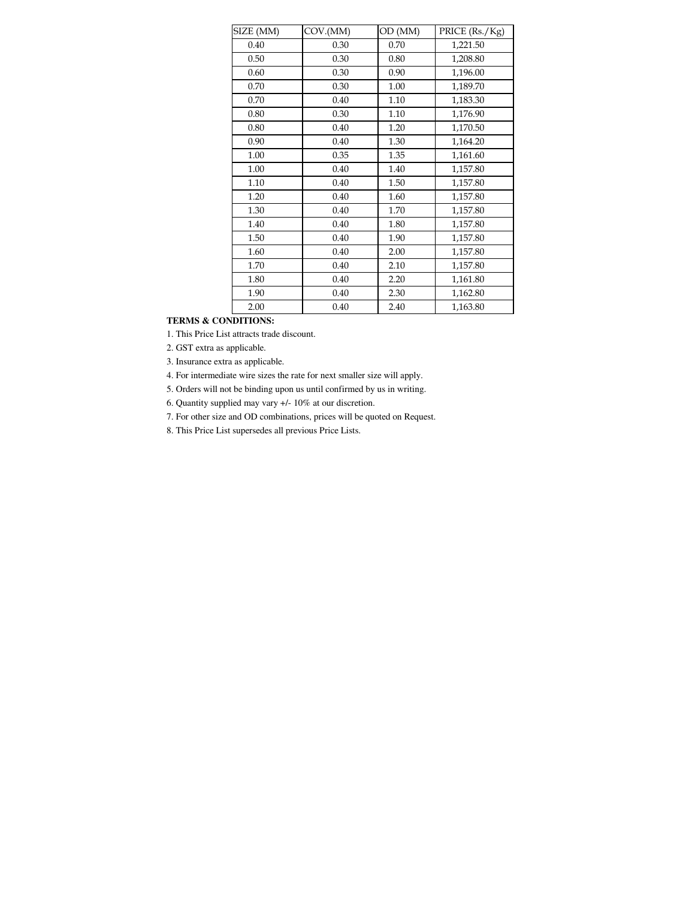| SIZE (MM) | COV.(MM) | OD (MM) | PRICE (Rs./Kg) |
|---|---|---|---|
| 0.40 | 0.30 | 0.70 | 1,221.50 |
| 0.50 | 0.30 | 0.80 | 1,208.80 |
| 0.60 | 0.30 | 0.90 | 1,196.00 |
| 0.70 | 0.30 | 1.00 | 1,189.70 |
| 0.70 | 0.40 | 1.10 | 1,183.30 |
| 0.80 | 0.30 | 1.10 | 1,176.90 |
| 0.80 | 0.40 | 1.20 | 1,170.50 |
| 0.90 | 0.40 | 1.30 | 1,164.20 |
| 1.00 | 0.35 | 1.35 | 1,161.60 |
| 1.00 | 0.40 | 1.40 | 1,157.80 |
| 1.10 | 0.40 | 1.50 | 1,157.80 |
| 1.20 | 0.40 | 1.60 | 1,157.80 |
| 1.30 | 0.40 | 1.70 | 1,157.80 |
| 1.40 | 0.40 | 1.80 | 1,157.80 |
| 1.50 | 0.40 | 1.90 | 1,157.80 |
| 1.60 | 0.40 | 2.00 | 1,157.80 |
| 1.70 | 0.40 | 2.10 | 1,157.80 |
| 1.80 | 0.40 | 2.20 | 1,161.80 |
| 1.90 | 0.40 | 2.30 | 1,162.80 |
| 2.00 | 0.40 | 2.40 | 1,163.80 |

**TERMS & CONDITIONS:**

1. This Price List attracts trade discount.
2. GST extra as applicable.
3. Insurance extra as applicable.
4. For intermediate wire sizes the rate for next smaller size will apply.
5. Orders will not be binding upon us until confirmed by us in writing.
6. Quantity supplied may vary +/- 10% at our discretion.
7. For other size and OD combinations, prices will be quoted on Request.
8. This Price List supersedes all previous Price Lists.